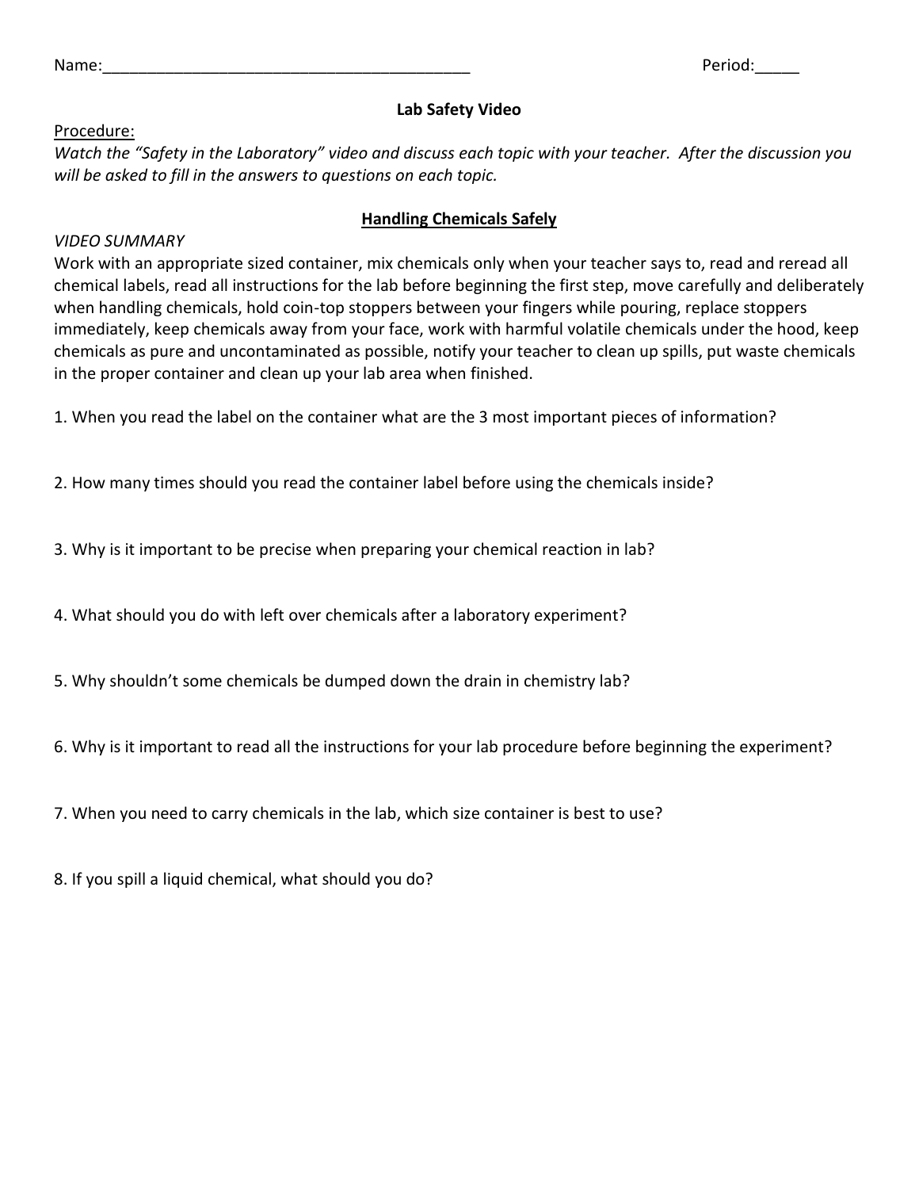Name:________________________________________ Period:_____

## Lab Safety Video

Procedure:

*Watch the "Safety in the Laboratory" video and discuss each topic with your teacher. After the discussion you will be asked to fill in the answers to questions on each topic.*

### Handling Chemicals Safely

*VIDEO SUMMARY*

Work with an appropriate sized container, mix chemicals only when your teacher says to, read and reread all chemical labels, read all instructions for the lab before beginning the first step, move carefully and deliberately when handling chemicals, hold coin-top stoppers between your fingers while pouring, replace stoppers immediately, keep chemicals away from your face, work with harmful volatile chemicals under the hood, keep chemicals as pure and uncontaminated as possible, notify your teacher to clean up spills, put waste chemicals in the proper container and clean up your lab area when finished.

1. When you read the label on the container what are the 3 most important pieces of information?

2. How many times should you read the container label before using the chemicals inside?

3. Why is it important to be precise when preparing your chemical reaction in lab?

4. What should you do with left over chemicals after a laboratory experiment?

5. Why shouldn't some chemicals be dumped down the drain in chemistry lab?

6. Why is it important to read all the instructions for your lab procedure before beginning the experiment?

7. When you need to carry chemicals in the lab, which size container is best to use?

8. If you spill a liquid chemical, what should you do?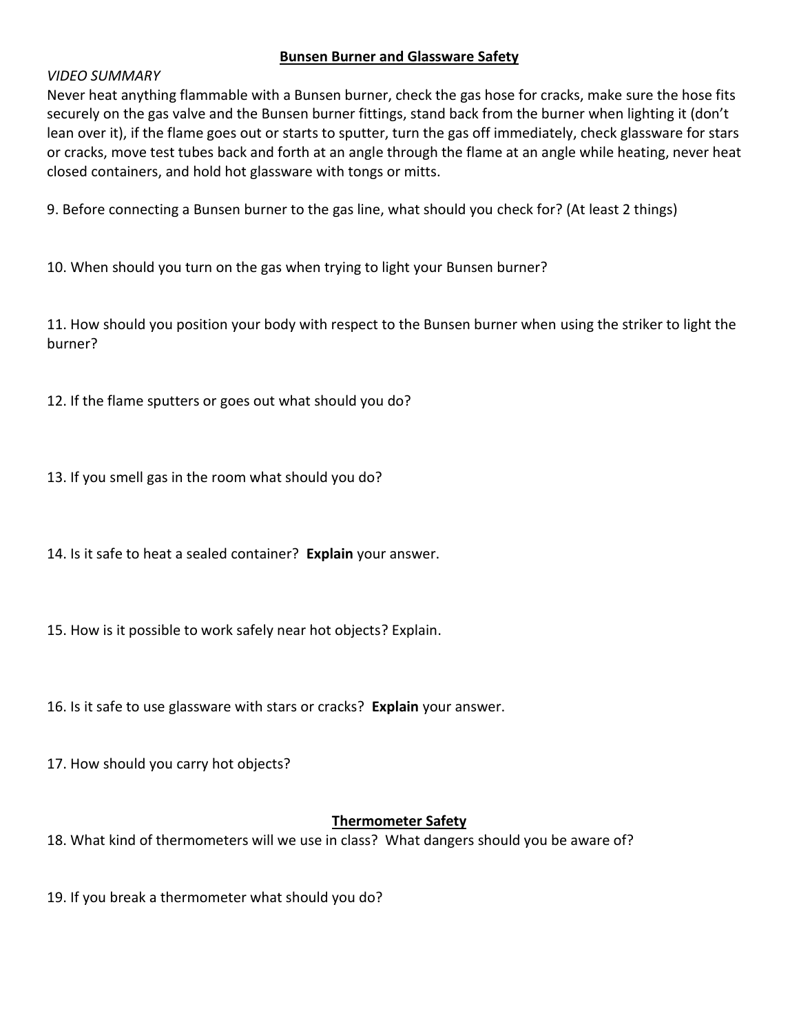## Bunsen Burner and Glassware Safety

*VIDEO SUMMARY*

Never heat anything flammable with a Bunsen burner, check the gas hose for cracks, make sure the hose fits securely on the gas valve and the Bunsen burner fittings, stand back from the burner when lighting it (don't lean over it), if the flame goes out or starts to sputter, turn the gas off immediately, check glassware for stars or cracks, move test tubes back and forth at an angle through the flame at an angle while heating, never heat closed containers, and hold hot glassware with tongs or mitts.

9. Before connecting a Bunsen burner to the gas line, what should you check for? (At least 2 things)

10. When should you turn on the gas when trying to light your Bunsen burner?

11. How should you position your body with respect to the Bunsen burner when using the striker to light the burner?

12. If the flame sputters or goes out what should you do?

13. If you smell gas in the room what should you do?

14. Is it safe to heat a sealed container? **Explain** your answer.

15. How is it possible to work safely near hot objects? Explain.

16. Is it safe to use glassware with stars or cracks? **Explain** your answer.

17. How should you carry hot objects?

## Thermometer Safety

18. What kind of thermometers will we use in class? What dangers should you be aware of?

19. If you break a thermometer what should you do?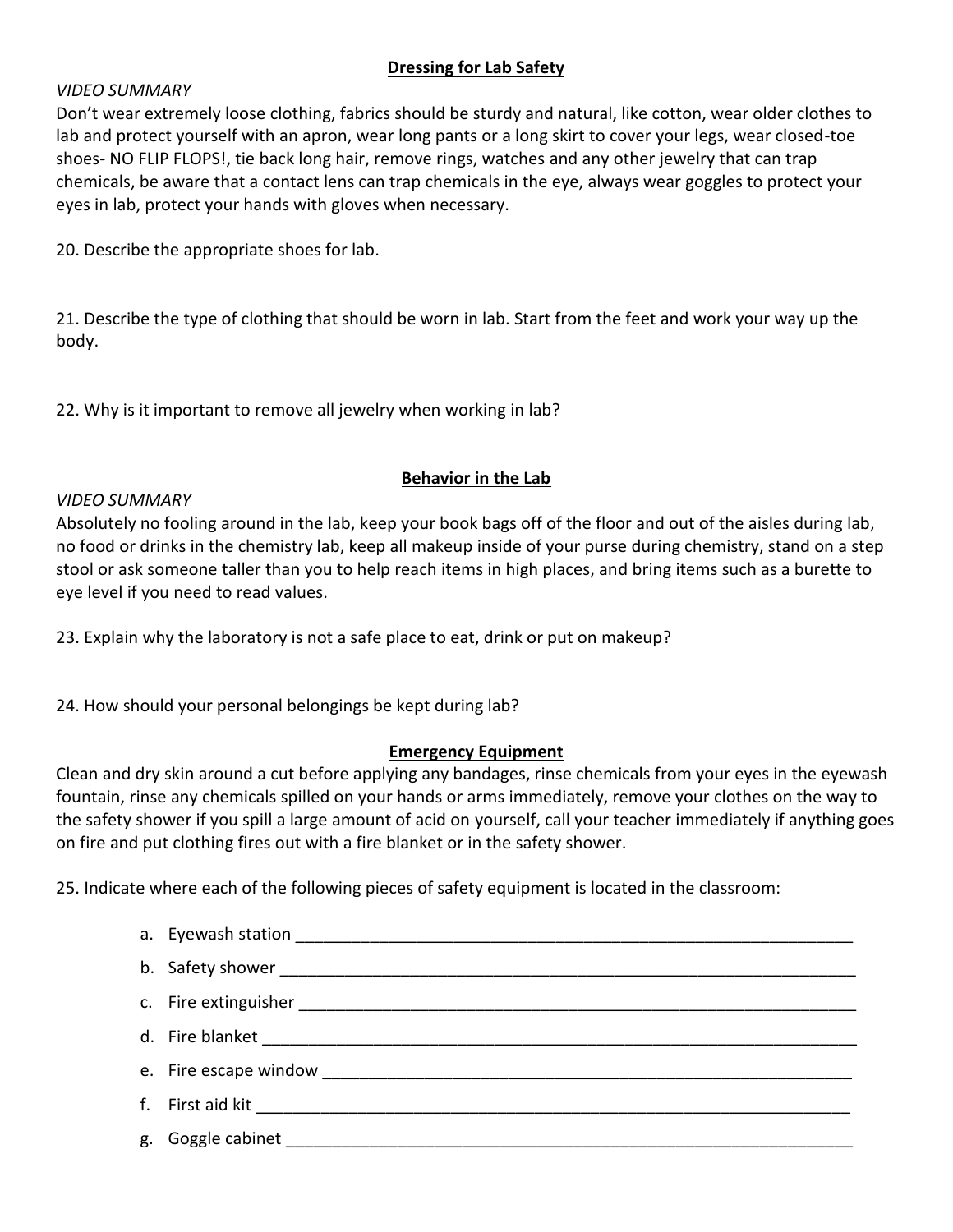## Dressing for Lab Safety

*VIDEO SUMMARY*

Don't wear extremely loose clothing, fabrics should be sturdy and natural, like cotton, wear older clothes to lab and protect yourself with an apron, wear long pants or a long skirt to cover your legs, wear closed-toe shoes- NO FLIP FLOPS!, tie back long hair, remove rings, watches and any other jewelry that can trap chemicals, be aware that a contact lens can trap chemicals in the eye, always wear goggles to protect your eyes in lab, protect your hands with gloves when necessary.

20. Describe the appropriate shoes for lab.

21. Describe the type of clothing that should be worn in lab. Start from the feet and work your way up the body.

22. Why is it important to remove all jewelry when working in lab?

## Behavior in the Lab

*VIDEO SUMMARY*

Absolutely no fooling around in the lab, keep your book bags off of the floor and out of the aisles during lab, no food or drinks in the chemistry lab, keep all makeup inside of your purse during chemistry, stand on a step stool or ask someone taller than you to help reach items in high places, and bring items such as a burette to eye level if you need to read values.

23. Explain why the laboratory is not a safe place to eat, drink or put on makeup?

24. How should your personal belongings be kept during lab?

## Emergency Equipment

Clean and dry skin around a cut before applying any bandages, rinse chemicals from your eyes in the eyewash fountain, rinse any chemicals spilled on your hands or arms immediately, remove your clothes on the way to the safety shower if you spill a large amount of acid on yourself, call your teacher immediately if anything goes on fire and put clothing fires out with a fire blanket or in the safety shower.

25. Indicate where each of the following pieces of safety equipment is located in the classroom:

a. Eyewash station ____________________
b. Safety shower ____________________
c. Fire extinguisher ____________________
d. Fire blanket ____________________
e. Fire escape window ____________________
f. First aid kit ____________________
g. Goggle cabinet ____________________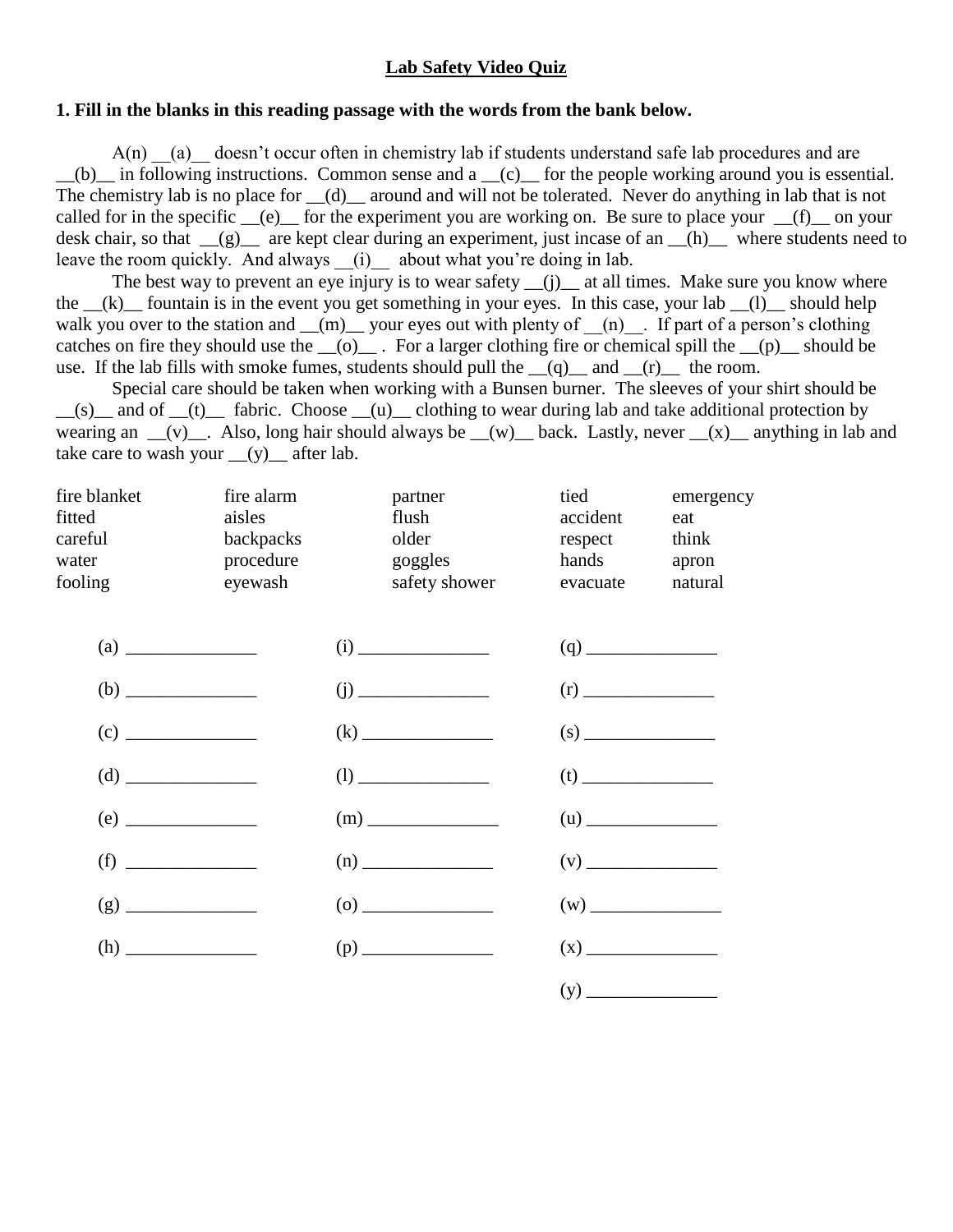# Lab Safety Video Quiz

**1. Fill in the blanks in this reading passage with the words from the bank below.**

A(n) __(a)__ doesn't occur often in chemistry lab if students understand safe lab procedures and are __(b)__ in following instructions. Common sense and a __(c)__ for the people working around you is essential. The chemistry lab is no place for __(d)__ around and will not be tolerated. Never do anything in lab that is not called for in the specific __(e)__ for the experiment you are working on. Be sure to place your __(f)__ on your desk chair, so that __(g)__ are kept clear during an experiment, just incase of an __(h)__ where students need to leave the room quickly. And always __(i)__ about what you're doing in lab.

The best way to prevent an eye injury is to wear safety __(j)__ at all times. Make sure you know where the __(k)__ fountain is in the event you get something in your eyes. In this case, your lab __(l)__ should help walk you over to the station and __(m)__ your eyes out with plenty of __(n)__. If part of a person's clothing catches on fire they should use the __(o)__ . For a larger clothing fire or chemical spill the __(p)__ should be use. If the lab fills with smoke fumes, students should pull the __(q)__ and __(r)__ the room.

Special care should be taken when working with a Bunsen burner. The sleeves of your shirt should be __(s)__ and of __(t)__ fabric. Choose __(u)__ clothing to wear during lab and take additional protection by wearing an __(v)__. Also, long hair should always be __(w)__ back. Lastly, never __(x)__ anything in lab and take care to wash your __(y)__ after lab.

| | | | | |
|---|---|---|---|---|
| fire blanket | fire alarm | partner | tied | emergency |
| fitted | aisles | flush | accident | eat |
| careful | backpacks | older | respect | think |
| water | procedure | goggles | hands | apron |
| fooling | eyewash | safety shower | evacuate | natural |

(a) ______________ (i) ______________ (q) ______________

(b) ______________ (j) ______________ (r) ______________

(c) ______________ (k) ______________ (s) ______________

(d) ______________ (l) ______________ (t) ______________

(e) ______________ (m) ______________ (u) ______________

(f) ______________ (n) ______________ (v) ______________

(g) ______________ (o) ______________ (w) ______________

(h) ______________ (p) ______________ (x) ______________

(y) ______________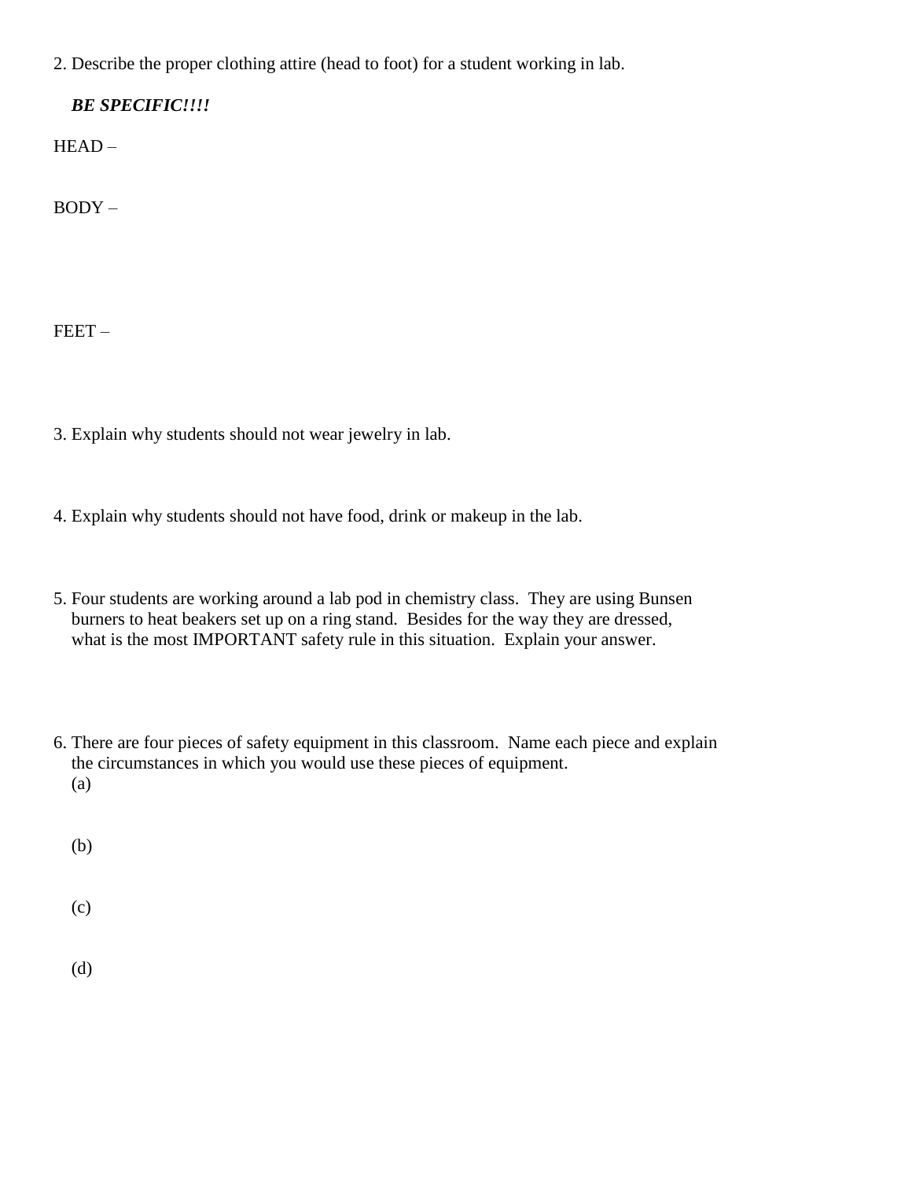2. Describe the proper clothing attire (head to foot) for a student working in lab.

***BE SPECIFIC!!!!***

HEAD –

BODY –

FEET –

3. Explain why students should not wear jewelry in lab.

4. Explain why students should not have food, drink or makeup in the lab.

5. Four students are working around a lab pod in chemistry class. They are using Bunsen burners to heat beakers set up on a ring stand. Besides for the way they are dressed, what is the most IMPORTANT safety rule in this situation. Explain your answer.

6. There are four pieces of safety equipment in this classroom. Name each piece and explain the circumstances in which you would use these pieces of equipment.

(a)

(b)

(c)

(d)